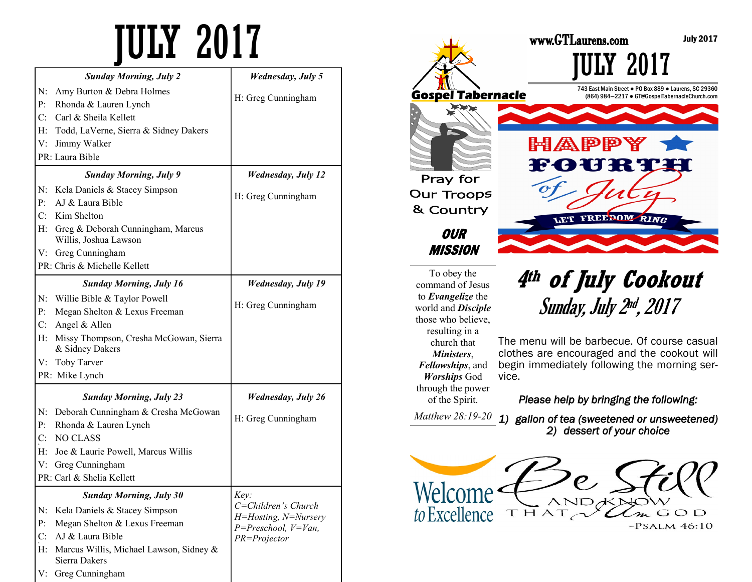# JULY 2017

| Sunday Morning | Wednesday |
|---|---|
| ***Sunday Morning, July 2***<br>N: Amy Burton & Debra Holmes<br>P: Rhonda & Lauren Lynch<br>C: Carl & Sheila Kellett<br>H: Todd, LaVerne, Sierra & Sidney Dakers<br>V: Jimmy Walker<br>PR: Laura Bible | ***Wednesday, July 5***<br>H: Greg Cunningham |
| ***Sunday Morning, July 9***<br>N: Kela Daniels & Stacey Simpson<br>P: AJ & Laura Bible<br>C: Kim Shelton<br>H: Greg & Deborah Cunningham, Marcus Willis, Joshua Lawson<br>V: Greg Cunningham<br>PR: Chris & Michelle Kellett | ***Wednesday, July 12***<br>H: Greg Cunningham |
| ***Sunday Morning, July 16***<br>N: Willie Bible & Taylor Powell<br>P: Megan Shelton & Lexus Freeman<br>C: Angel & Allen<br>H: Missy Thompson, Cresha McGowan, Sierra & Sidney Dakers<br>V: Toby Tarver<br>PR: Mike Lynch | ***Wednesday, July 19***<br>H: Greg Cunningham |
| ***Sunday Morning, July 23***<br>N: Deborah Cunningham & Cresha McGowan<br>P: Rhonda & Lauren Lynch<br>C: NO CLASS<br>H: Joe & Laurie Powell, Marcus Willis<br>V: Greg Cunningham<br>PR: Carl & Shelia Kellett | ***Wednesday, July 26***<br>H: Greg Cunningham |
| ***Sunday Morning, July 30***<br>N: Kela Daniels & Stacey Simpson<br>P: Megan Shelton & Lexus Freeman<br>C: AJ & Laura Bible<br>H: Marcus Willis, Michael Lawson, Sidney & Sierra Dakers<br>V: Greg Cunningham | *Key:*<br>*C=Children's Church*<br>*H=Hosting, N=Nursery*<br>*P=Preschool, V=Van,*<br>*PR=Projector* |

www.GTLaurens.com

July 2017

# JULY 2017

**Gospel Tabernacle**

743 East Main Street ● PO Box 889 ● Laurens, SC 29360
(864) 984—2217 ● GT@GospelTabernacleChurch.com

Pray for Our Troops & Country

HAPPY FOURTH of July

LET FREEDOM RING

## *OUR MISSION*

To obey the command of Jesus to ***Evangelize*** the world and ***Disciple*** those who believe, resulting in a church that ***Ministers***, ***Fellowships***, and ***Worships*** God through the power of the Spirit.

*Matthew 28:19-20*

## *4th of July Cookout*

### *Sunday, July 2nd, 2017*

The menu will be barbecue. Of course casual clothes are encouraged and the cookout will begin immediately following the morning service.

***Please help by bringing the following:***

1) *gallon of tea (sweetened or unsweetened)*
2) *dessert of your choice*

Welcome to Excellence

Be Still AND KNOW THAT I Am GOD
—PSALM 46:10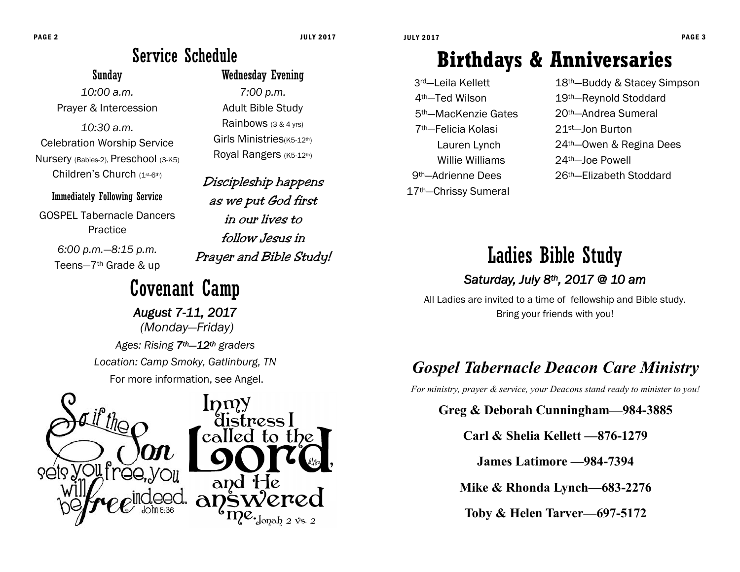## Service Schedule

### Sunday

*10:00 a.m.*

Prayer & Intercession

*10:30 a.m.*

Celebration Worship Service

Nursery (Babies-2), Preschool (3-K5)

Children's Church (1st-6th)

#### Immediately Following Service

GOSPEL Tabernacle Dancers Practice

*6:00 p.m.—8:15 p.m.*

Teens—7th Grade & up

### Wednesday Evening

*7:00 p.m.*

Adult Bible Study

Rainbows (3 & 4 yrs)

Girls Ministries(K5-12th)

Royal Rangers (K5-12th)

*Discipleship happens as we put God first in our lives to follow Jesus in Prayer and Bible Study!*

## Covenant Camp

*August 7-11, 2017*

*(Monday—Friday)*

*Ages: Rising 7th—12th graders*

*Location: Camp Smoky, Gatlinburg, TN*

For more information, see Angel.

So if the Son sets you free, you will be free indeed. John 8:36

In my distress I called to the Lord, and He answered me. Jonah 2 vs. 2

# Birthdays & Anniversaries

3rd—Leila Kellett
4th—Ted Wilson
5th—MacKenzie Gates
7th—Felicia Kolasi
Lauren Lynch
Willie Williams
9th—Adrienne Dees
17th—Chrissy Sumeral
18th—Buddy & Stacey Simpson
19th—Reynold Stoddard
20th—Andrea Sumeral
21st—Jon Burton
24th—Owen & Regina Dees
24th—Joe Powell
26th—Elizabeth Stoddard

## Ladies Bible Study

*Saturday, July 8th, 2017 @ 10 am*

All Ladies are invited to a time of fellowship and Bible study. Bring your friends with you!

## *Gospel Tabernacle Deacon Care Ministry*

*For ministry, prayer & service, your Deacons stand ready to minister to you!*

**Greg & Deborah Cunningham—984-3885**

**Carl & Shelia Kellett —876-1279**

**James Latimore —984-7394**

**Mike & Rhonda Lynch—683-2276**

**Toby & Helen Tarver—697-5172**